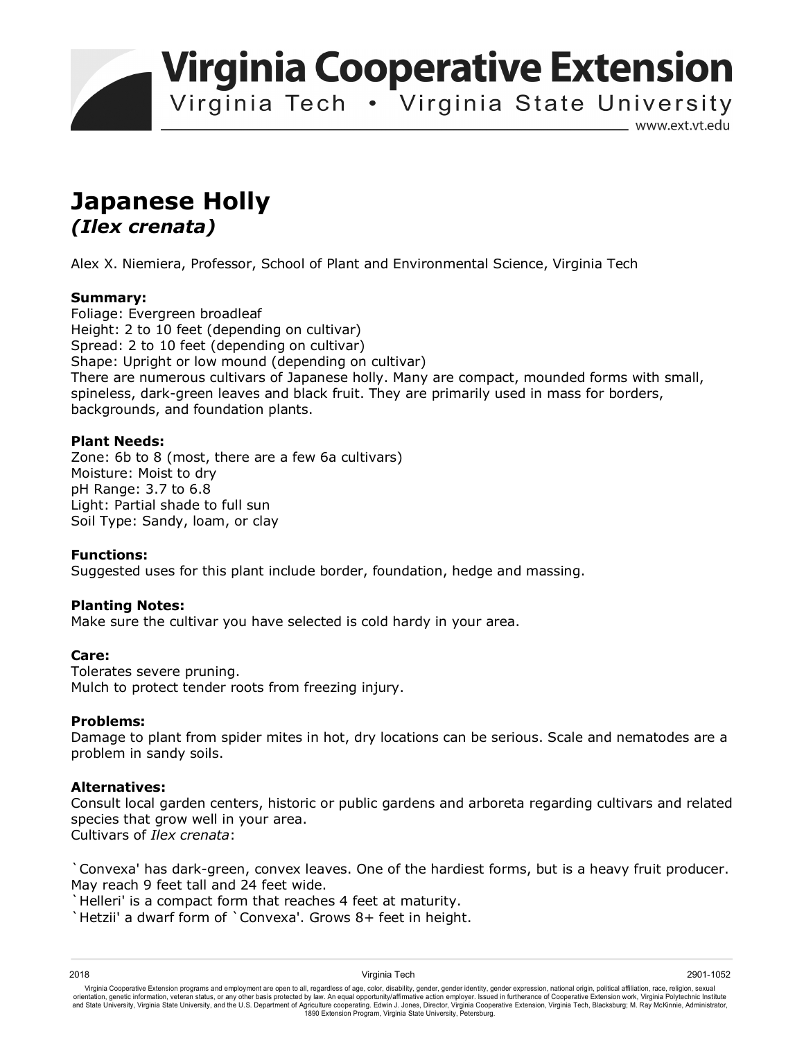# Virginia Cooperative Extension

Virginia Tech • Virginia State University

www.ext.vt.edu

## Japanese Holly
### *(Ilex crenata)*

Alex X. Niemiera, Professor, School of Plant and Environmental Science, Virginia Tech

**Summary:**
Foliage: Evergreen broadleaf
Height: 2 to 10 feet (depending on cultivar)
Spread: 2 to 10 feet (depending on cultivar)
Shape: Upright or low mound (depending on cultivar)
There are numerous cultivars of Japanese holly. Many are compact, mounded forms with small, spineless, dark-green leaves and black fruit. They are primarily used in mass for borders, backgrounds, and foundation plants.

**Plant Needs:**
Zone: 6b to 8 (most, there are a few 6a cultivars)
Moisture: Moist to dry
pH Range: 3.7 to 6.8
Light: Partial shade to full sun
Soil Type: Sandy, loam, or clay

**Functions:**
Suggested uses for this plant include border, foundation, hedge and massing.

**Planting Notes:**
Make sure the cultivar you have selected is cold hardy in your area.

**Care:**
Tolerates severe pruning.
Mulch to protect tender roots from freezing injury.

**Problems:**
Damage to plant from spider mites in hot, dry locations can be serious. Scale and nematodes are a problem in sandy soils.

**Alternatives:**
Consult local garden centers, historic or public gardens and arboreta regarding cultivars and related species that grow well in your area.
Cultivars of *Ilex crenata*:

`Convexa' has dark-green, convex leaves. One of the hardiest forms, but is a heavy fruit producer. May reach 9 feet tall and 24 feet wide.
`Helleri' is a compact form that reaches 4 feet at maturity.
`Hetzii' a dwarf form of `Convexa'. Grows 8+ feet in height.

2018 Virginia Tech 2901-1052

Virginia Cooperative Extension programs and employment are open to all, regardless of age, color, disability, gender, gender identity, gender expression, national origin, political affiliation, race, religion, sexual orientation, genetic information, veteran status, or any other basis protected by law. An equal opportunity/affirmative action employer. Issued in furtherance of Cooperative Extension work, Virginia Polytechnic Institute and State University, Virginia State University, and the U.S. Department of Agriculture cooperating. Edwin J. Jones, Director, Virginia Cooperative Extension, Virginia Tech, Blacksburg; M. Ray McKinnie, Administrator, 1890 Extension Program, Virginia State University, Petersburg.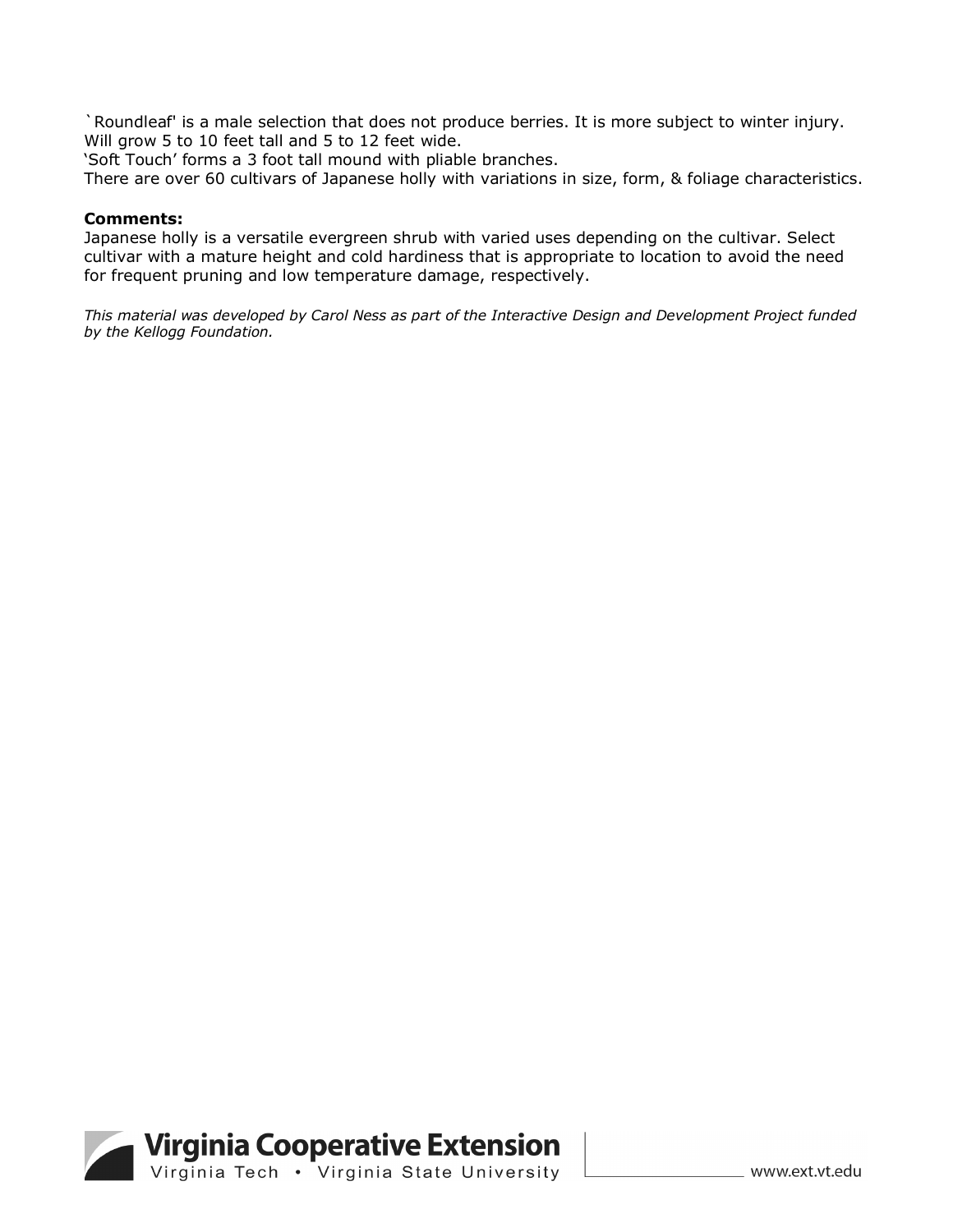`Roundleaf' is a male selection that does not produce berries. It is more subject to winter injury. Will grow 5 to 10 feet tall and 5 to 12 feet wide.
'Soft Touch' forms a 3 foot tall mound with pliable branches.
There are over 60 cultivars of Japanese holly with variations in size, form, & foliage characteristics.

**Comments:**
Japanese holly is a versatile evergreen shrub with varied uses depending on the cultivar. Select cultivar with a mature height and cold hardiness that is appropriate to location to avoid the need for frequent pruning and low temperature damage, respectively.

*This material was developed by Carol Ness as part of the Interactive Design and Development Project funded by the Kellogg Foundation.*

Virginia Cooperative Extension
Virginia Tech • Virginia State University
www.ext.vt.edu